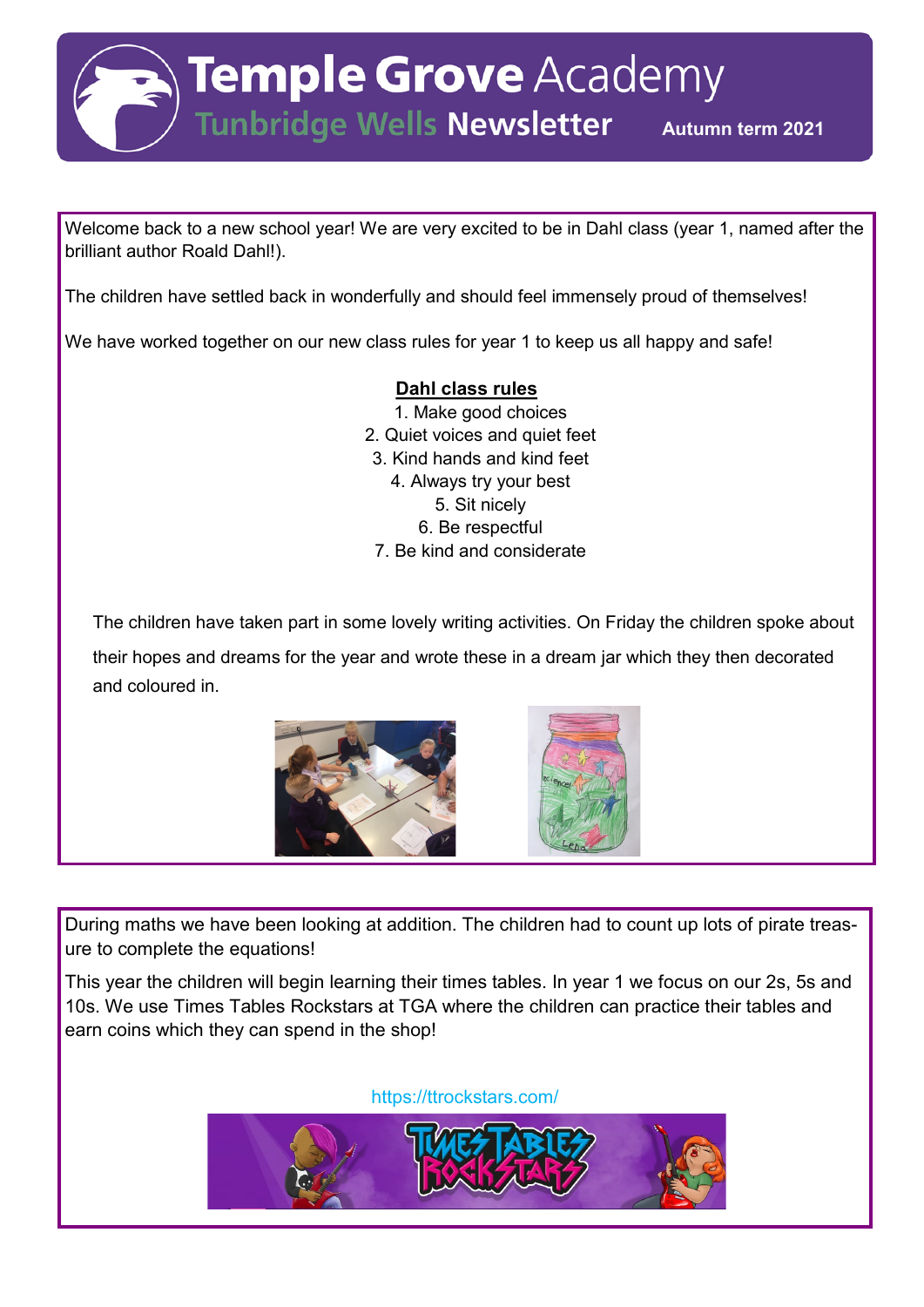# Temple Grove Academy

## Tunbridge Wells Newsletter

**Autumn term 2021**

Welcome back to a new school year! We are very excited to be in Dahl class (year 1, named after the brilliant author Roald Dahl!).

The children have settled back in wonderfully and should feel immensely proud of themselves!

We have worked together on our new class rules for year 1 to keep us all happy and safe!

### Dahl class rules

1. Make good choices
2. Quiet voices and quiet feet
3. Kind hands and kind feet
4. Always try your best
5. Sit nicely
6. Be respectful
7. Be kind and considerate

The children have taken part in some lovely writing activities. On Friday the children spoke about their hopes and dreams for the year and wrote these in a dream jar which they then decorated and coloured in.

During maths we have been looking at addition. The children had to count up lots of pirate treasure to complete the equations!

This year the children will begin learning their times tables. In year 1 we focus on our 2s, 5s and 10s. We use Times Tables Rockstars at TGA where the children can practice their tables and earn coins which they can spend in the shop!

https://ttrockstars.com/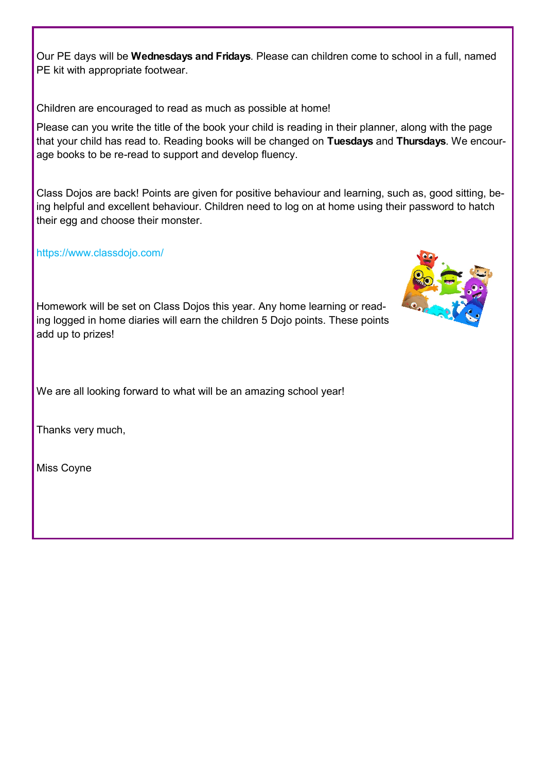Our PE days will be **Wednesdays and Fridays**. Please can children come to school in a full, named PE kit with appropriate footwear.

Children are encouraged to read as much as possible at home!

Please can you write the title of the book your child is reading in their planner, along with the page that your child has read to. Reading books will be changed on **Tuesdays** and **Thursdays**. We encourage books to be re-read to support and develop fluency.

Class Dojos are back! Points are given for positive behaviour and learning, such as, good sitting, being helpful and excellent behaviour. Children need to log on at home using their password to hatch their egg and choose their monster.

https://www.classdojo.com/

Homework will be set on Class Dojos this year. Any home learning or reading logged in home diaries will earn the children 5 Dojo points. These points add up to prizes!

We are all looking forward to what will be an amazing school year!

Thanks very much,

Miss Coyne